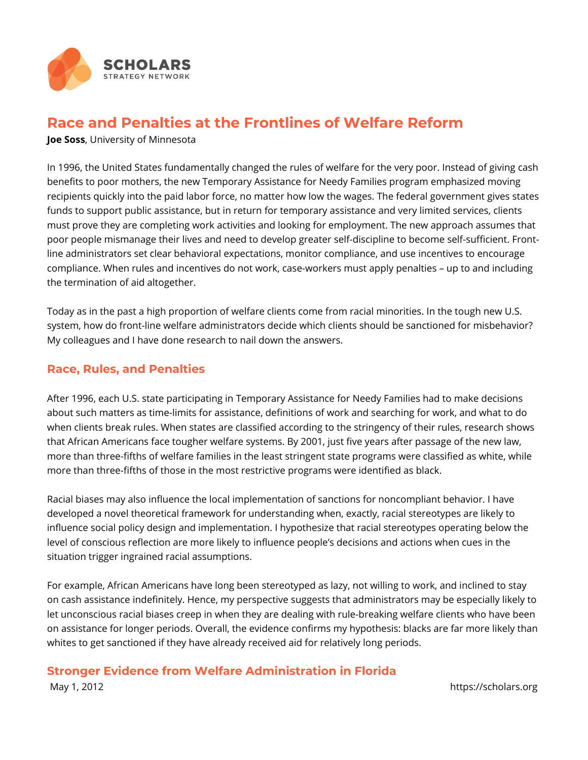# Race and Penalties at the Frontlines of Welfare Reform

**Joe Soss**, University of Minnesota

In 1996, the United States fundamentally changed the rules of welfare for the very poor. Instead of giving cash benefits to poor mothers, the new Temporary Assistance for Needy Families program emphasized moving recipients quickly into the paid labor force, no matter how low the wages. The federal government gives states funds to support public assistance, but in return for temporary assistance and very limited services, clients must prove they are completing work activities and looking for employment. The new approach assumes that poor people mismanage their lives and need to develop greater self-discipline to become self-sufficient. Front-line administrators set clear behavioral expectations, monitor compliance, and use incentives to encourage compliance. When rules and incentives do not work, case-workers must apply penalties – up to and including the termination of aid altogether.

Today as in the past a high proportion of welfare clients come from racial minorities. In the tough new U.S. system, how do front-line welfare administrators decide which clients should be sanctioned for misbehavior? My colleagues and I have done research to nail down the answers.

## Race, Rules, and Penalties

After 1996, each U.S. state participating in Temporary Assistance for Needy Families had to make decisions about such matters as time-limits for assistance, definitions of work and searching for work, and what to do when clients break rules. When states are classified according to the stringency of their rules, research shows that African Americans face tougher welfare systems. By 2001, just five years after passage of the new law, more than three-fifths of welfare families in the least stringent state programs were classified as white, while more than three-fifths of those in the most restrictive programs were identified as black.

Racial biases may also influence the local implementation of sanctions for noncompliant behavior. I have developed a novel theoretical framework for understanding when, exactly, racial stereotypes are likely to influence social policy design and implementation. I hypothesize that racial stereotypes operating below the level of conscious reflection are more likely to influence people's decisions and actions when cues in the situation trigger ingrained racial assumptions.

For example, African Americans have long been stereotyped as lazy, not willing to work, and inclined to stay on cash assistance indefinitely. Hence, my perspective suggests that administrators may be especially likely to let unconscious racial biases creep in when they are dealing with rule-breaking welfare clients who have been on assistance for longer periods. Overall, the evidence confirms my hypothesis: blacks are far more likely than whites to get sanctioned if they have already received aid for relatively long periods.

## Stronger Evidence from Welfare Administration in Florida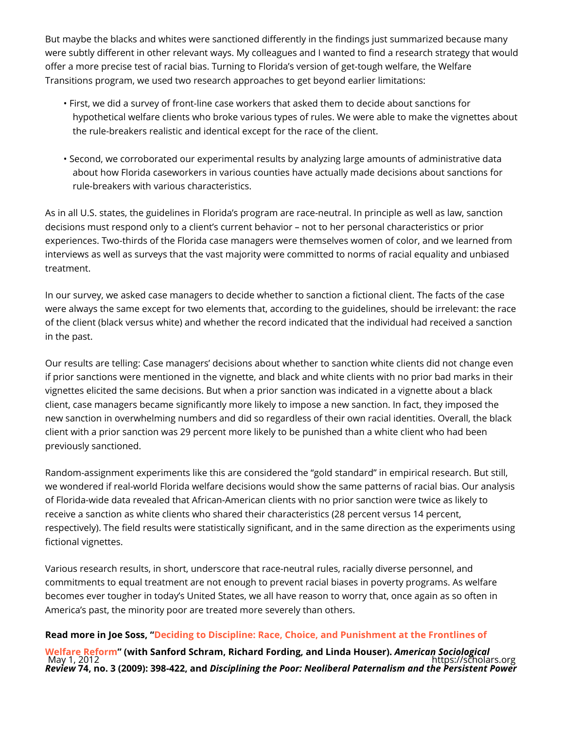But maybe the blacks and whites were sanctioned differently in the findings just summarized because many were subtly different in other relevant ways. My colleagues and I wanted to find a research strategy that would offer a more precise test of racial bias. Turning to Florida's version of get-tough welfare, the Welfare Transitions program, we used two research approaches to get beyond earlier limitations:

- First, we did a survey of front-line case workers that asked them to decide about sanctions for hypothetical welfare clients who broke various types of rules. We were able to make the vignettes about the rule-breakers realistic and identical except for the race of the client.
- Second, we corroborated our experimental results by analyzing large amounts of administrative data about how Florida caseworkers in various counties have actually made decisions about sanctions for rule-breakers with various characteristics.

As in all U.S. states, the guidelines in Florida's program are race-neutral. In principle as well as law, sanction decisions must respond only to a client's current behavior – not to her personal characteristics or prior experiences. Two-thirds of the Florida case managers were themselves women of color, and we learned from interviews as well as surveys that the vast majority were committed to norms of racial equality and unbiased treatment.

In our survey, we asked case managers to decide whether to sanction a fictional client. The facts of the case were always the same except for two elements that, according to the guidelines, should be irrelevant: the race of the client (black versus white) and whether the record indicated that the individual had received a sanction in the past.

Our results are telling: Case managers' decisions about whether to sanction white clients did not change even if prior sanctions were mentioned in the vignette, and black and white clients with no prior bad marks in their vignettes elicited the same decisions. But when a prior sanction was indicated in a vignette about a black client, case managers became significantly more likely to impose a new sanction. In fact, they imposed the new sanction in overwhelming numbers and did so regardless of their own racial identities. Overall, the black client with a prior sanction was 29 percent more likely to be punished than a white client who had been previously sanctioned.

Random-assignment experiments like this are considered the "gold standard" in empirical research. But still, we wondered if real-world Florida welfare decisions would show the same patterns of racial bias. Our analysis of Florida-wide data revealed that African-American clients with no prior sanction were twice as likely to receive a sanction as white clients who shared their characteristics (28 percent versus 14 percent, respectively). The field results were statistically significant, and in the same direction as the experiments using fictional vignettes.

Various research results, in short, underscore that race-neutral rules, racially diverse personnel, and commitments to equal treatment are not enough to prevent racial biases in poverty programs. As welfare becomes ever tougher in today's United States, we all have reason to worry that, once again as so often in America's past, the minority poor are treated more severely than others.

**Read more in Joe Soss, "Deciding to Discipline: Race, Choice, and Punishment at the Frontlines of Welfare Reform" (with Sanford Schram, Richard Fording, and Linda Houser). *American Sociological Review* 74, no. 3 (2009): 398-422, and *Disciplining the Poor: Neoliberal Paternalism and the Persistent Power***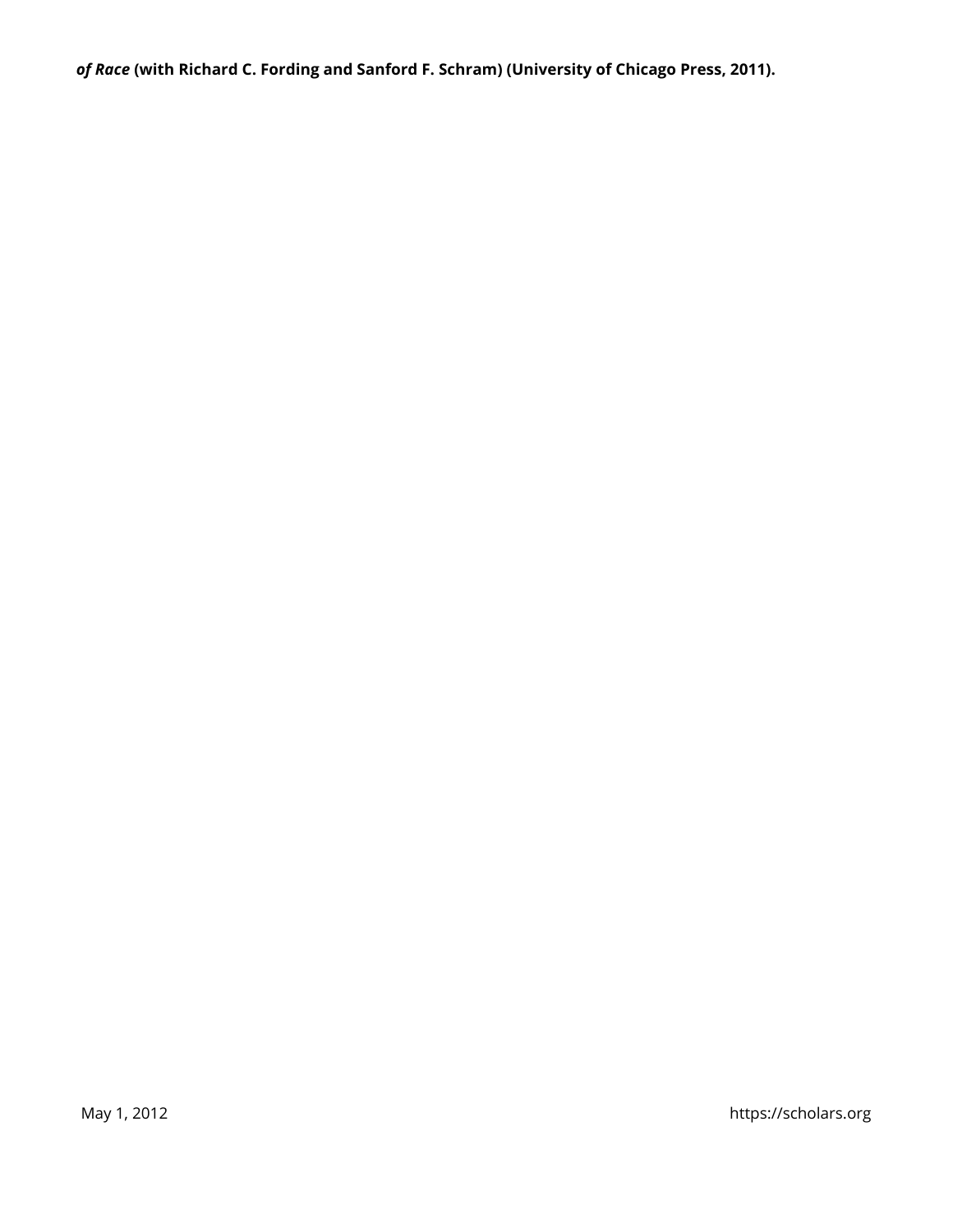***of Race*** **(with Richard C. Fording and Sanford F. Schram) (University of Chicago Press, 2011).**